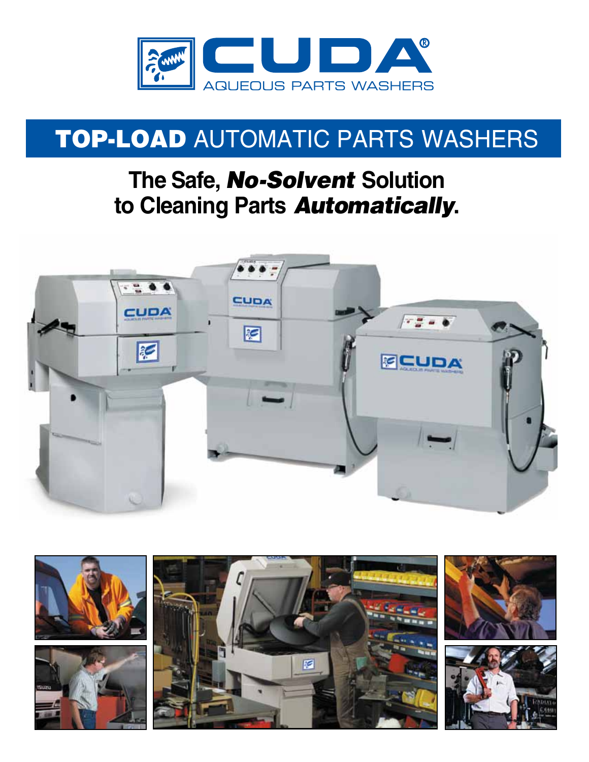# CUDA®

AQUEOUS PARTS WASHERS

## **TOP-LOAD** AUTOMATIC PARTS WASHERS

### The Safe, ***No-Solvent*** Solution to Cleaning Parts ***Automatically***.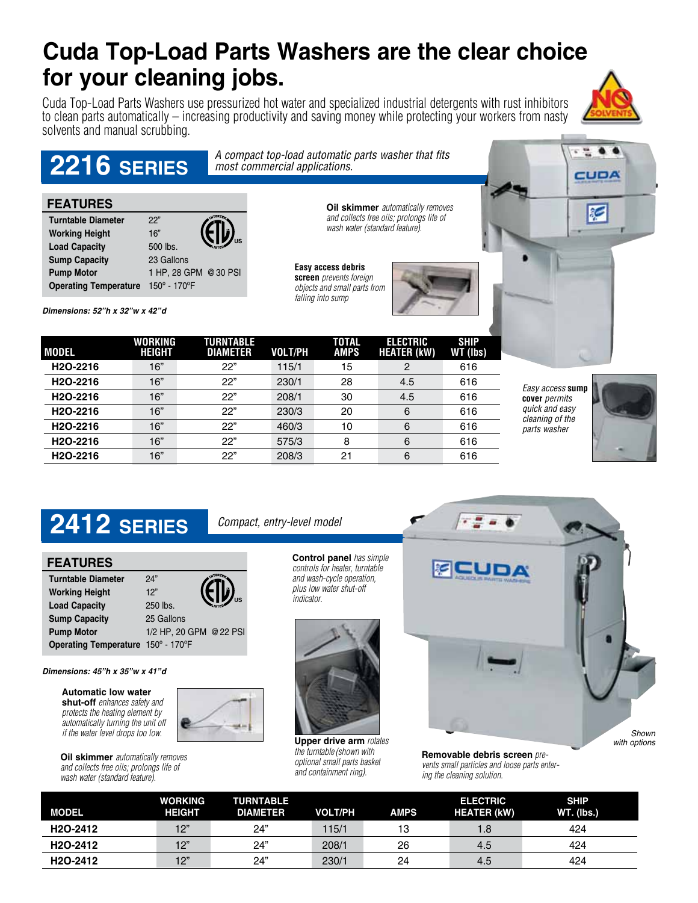# Cuda Top-Load Parts Washers are the clear choice for your cleaning jobs.

Cuda Top-Load Parts Washers use pressurized hot water and specialized industrial detergents with rust inhibitors to clean parts automatically – increasing productivity and saving money while protecting your workers from nasty solvents and manual scrubbing.

NO SOLVENTS

## 2216 SERIES

*A compact top-load automatic parts washer that fits most commercial applications.*

### FEATURES

| | |
|---|---|
| **Turntable Diameter** | 22" |
| **Working Height** | 16" |
| **Load Capacity** | 500 lbs. |
| **Sump Capacity** | 23 Gallons |
| **Pump Motor** | 1 HP, 28 GPM @ 30 PSI |
| **Operating Temperature** | 150° - 170°F |

***Dimensions: 52"h x 32"w x 42"d***

**Oil skimmer** *automatically removes and collects free oils; prolongs life of wash water (standard feature).*

**Easy access debris screen** *prevents foreign objects and small parts from falling into sump*

*Easy access* **sump cover** *permits quick and easy cleaning of the parts washer*

| MODEL | WORKING HEIGHT | TURNTABLE DIAMETER | VOLT/PH | TOTAL AMPS | ELECTRIC HEATER (kW) | SHIP WT (lbs) |
|---|---|---|---|---|---|---|
| H2O-2216 | 16" | 22" | 115/1 | 15 | 2 | 616 |
| H2O-2216 | 16" | 22" | 230/1 | 28 | 4.5 | 616 |
| H2O-2216 | 16" | 22" | 208/1 | 30 | 4.5 | 616 |
| H2O-2216 | 16" | 22" | 230/3 | 20 | 6 | 616 |
| H2O-2216 | 16" | 22" | 460/3 | 10 | 6 | 616 |
| H2O-2216 | 16" | 22" | 575/3 | 8 | 6 | 616 |
| H2O-2216 | 16" | 22" | 208/3 | 21 | 6 | 616 |

## 2412 SERIES

*Compact, entry-level model*

### FEATURES

| | |
|---|---|
| **Turntable Diameter** | 24" |
| **Working Height** | 12" |
| **Load Capacity** | 250 lbs. |
| **Sump Capacity** | 25 Gallons |
| **Pump Motor** | 1/2 HP, 20 GPM @ 22 PSI |
| **Operating Temperature** | 150° - 170°F |

***Dimensions: 45"h x 35"w x 41"d***

**Automatic low water shut-off** *enhances safety and protects the heating element by automatically turning the unit off if the water level drops too low.*

**Oil skimmer** *automatically removes and collects free oils; prolongs life of wash water (standard feature).*

**Control panel** *has simple controls for heater, turntable and wash-cycle operation, plus low water shut-off indicator.*

**Upper drive arm** *rotates the turntable (shown with optional small parts basket and containment ring).*

**Removable debris screen** *prevents small particles and loose parts entering the cleaning solution.*

*Shown with options*

| MODEL | WORKING HEIGHT | TURNTABLE DIAMETER | VOLT/PH | AMPS | ELECTRIC HEATER (kW) | SHIP WT. (lbs.) |
|---|---|---|---|---|---|---|
| H2O-2412 | 12" | 24" | 115/1 | 13 | 1.8 | 424 |
| H2O-2412 | 12" | 24" | 208/1 | 26 | 4.5 | 424 |
| H2O-2412 | 12" | 24" | 230/1 | 24 | 4.5 | 424 |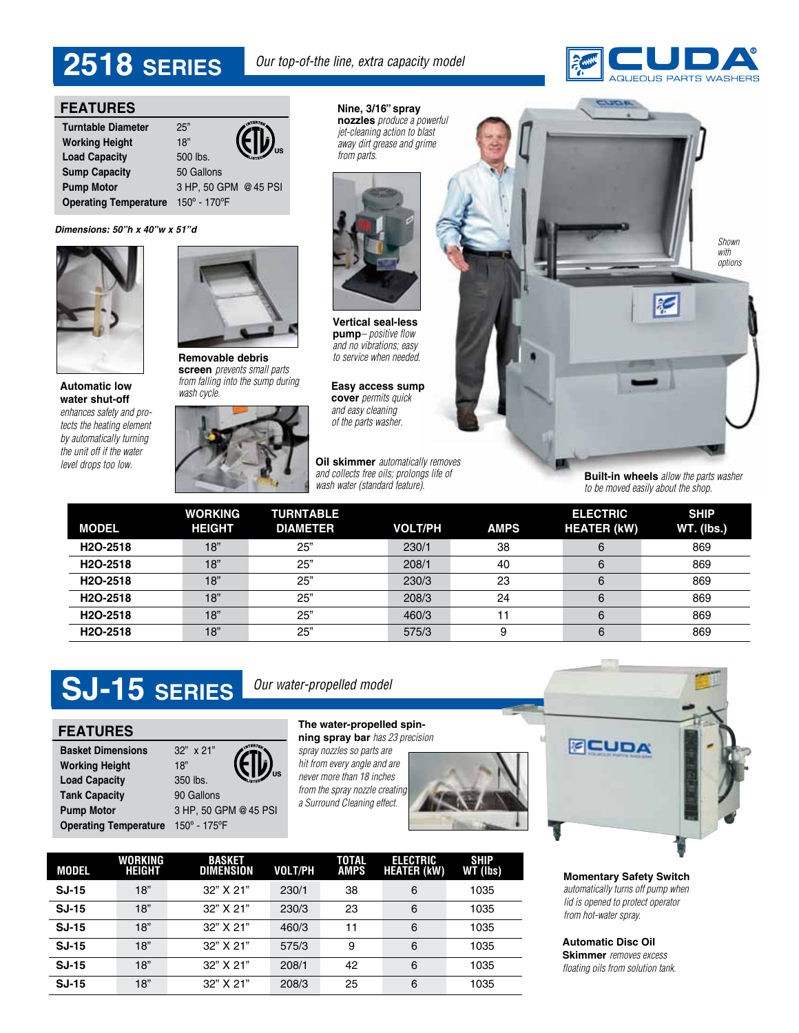# 2518 SERIES

*Our top-of-the-line, extra capacity model*

CUDA AQUEOUS PARTS WASHERS

## FEATURES

| | |
|---|---|
| **Turntable Diameter** | 25” |
| **Working Height** | 18” |
| **Load Capacity** | 500 lbs. |
| **Sump Capacity** | 50 Gallons |
| **Pump Motor** | 3 HP, 50 GPM @ 45 PSI |
| **Operating Temperature** | 150º - 170ºF |

***Dimensions: 50”h x 40”w x 51”d***

**Automatic low water shut-off** *enhances safety and protects the heating element by automatically turning the unit off if the water level drops too low.*

**Removable debris screen** *prevents small parts from falling into the sump during wash cycle.*

**Nine, 3/16” spray nozzles** *produce a powerful jet-cleaning action to blast away dirt grease and grime from parts.*

**Vertical seal-less pump**– *positive flow and no vibrations; easy to service when needed.*

**Easy access sump cover** *permits quick and easy cleaning of the parts washer.*

**Oil skimmer** *automatically removes and collects free oils; prolongs life of wash water (standard feature).*

*Shown with options*

**Built-in wheels** *allow the parts washer to be moved easily about the shop.*

| MODEL | WORKING HEIGHT | TURNTABLE DIAMETER | VOLT/PH | AMPS | ELECTRIC HEATER (kW) | SHIP WT. (lbs.) |
|---|---|---|---|---|---|---|
| H2O-2518 | 18” | 25” | 230/1 | 38 | 6 | 869 |
| H2O-2518 | 18” | 25” | 208/1 | 40 | 6 | 869 |
| H2O-2518 | 18” | 25” | 230/3 | 23 | 6 | 869 |
| H2O-2518 | 18” | 25” | 208/3 | 24 | 6 | 869 |
| H2O-2518 | 18” | 25” | 460/3 | 11 | 6 | 869 |
| H2O-2518 | 18” | 25” | 575/3 | 9 | 6 | 869 |

# SJ-15 SERIES

*Our water-propelled model*

## FEATURES

| | |
|---|---|
| **Basket Dimensions** | 32” x 21” |
| **Working Height** | 18” |
| **Load Capacity** | 350 lbs. |
| **Tank Capacity** | 90 Gallons |
| **Pump Motor** | 3 HP, 50 GPM @ 45 PSI |
| **Operating Temperature** | 150º - 175ºF |

**The water-propelled spinning spray bar** *has 23 precision spray nozzles so parts are hit from every angle and are never more than 18 inches from the spray nozzle creating a Surround Cleaning effect.*

| MODEL | WORKING HEIGHT | BASKET DIMENSION | VOLT/PH | TOTAL AMPS | ELECTRIC HEATER (kW) | SHIP WT (lbs) |
|---|---|---|---|---|---|---|
| SJ-15 | 18” | 32” X 21” | 230/1 | 38 | 6 | 1035 |
| SJ-15 | 18” | 32” X 21” | 230/3 | 23 | 6 | 1035 |
| SJ-15 | 18” | 32” X 21” | 460/3 | 11 | 6 | 1035 |
| SJ-15 | 18” | 32” X 21” | 575/3 | 9 | 6 | 1035 |
| SJ-15 | 18” | 32” X 21” | 208/1 | 42 | 6 | 1035 |
| SJ-15 | 18” | 32” X 21” | 208/3 | 25 | 6 | 1035 |

**Momentary Safety Switch** *automatically turns off pump when lid is opened to protect operator from hot-water spray.*

**Automatic Disc Oil Skimmer** *removes excess floating oils from solution tank.*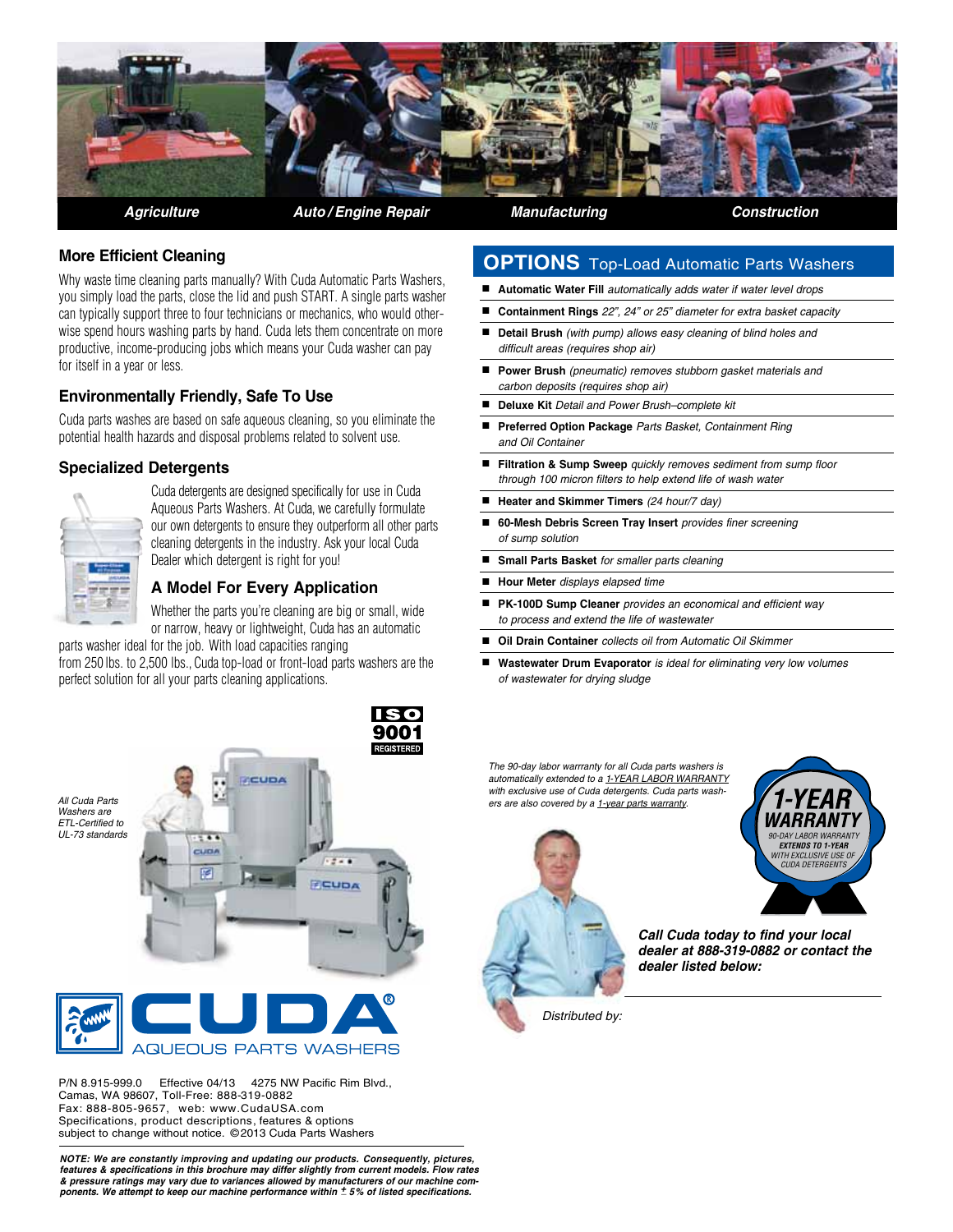Agriculture | Auto / Engine Repair | Manufacturing | Construction

## More Efficient Cleaning

Why waste time cleaning parts manually? With Cuda Automatic Parts Washers, you simply load the parts, close the lid and push START. A single parts washer can typically support three to four technicians or mechanics, who would otherwise spend hours washing parts by hand. Cuda lets them concentrate on more productive, income-producing jobs which means your Cuda washer can pay for itself in a year or less.

## Environmentally Friendly, Safe To Use

Cuda parts washes are based on safe aqueous cleaning, so you eliminate the potential health hazards and disposal problems related to solvent use.

## Specialized Detergents

Cuda detergents are designed specifically for use in Cuda Aqueous Parts Washers. At Cuda, we carefully formulate our own detergents to ensure they outperform all other parts cleaning detergents in the industry. Ask your local Cuda Dealer which detergent is right for you!

## A Model For Every Application

Whether the parts you're cleaning are big or small, wide or narrow, heavy or lightweight, Cuda has an automatic parts washer ideal for the job. With load capacities ranging from 250 lbs. to 2,500 lbs., Cuda top-load or front-load parts washers are the perfect solution for all your parts cleaning applications.

## OPTIONS Top-Load Automatic Parts Washers

- **Automatic Water Fill** *automatically adds water if water level drops*
- **Containment Rings** *22", 24" or 25" diameter for extra basket capacity*
- **Detail Brush** *(with pump) allows easy cleaning of blind holes and difficult areas (requires shop air)*
- **Power Brush** *(pneumatic) removes stubborn gasket materials and carbon deposits (requires shop air)*
- **Deluxe Kit** *Detail and Power Brush–complete kit*
- **Preferred Option Package** *Parts Basket, Containment Ring and Oil Container*
- **Filtration & Sump Sweep** *quickly removes sediment from sump floor through 100 micron filters to help extend life of wash water*
- **Heater and Skimmer Timers** *(24 hour/7 day)*
- **60-Mesh Debris Screen Tray Insert** *provides finer screening of sump solution*
- **Small Parts Basket** *for smaller parts cleaning*
- **Hour Meter** *displays elapsed time*
- **PK-100D Sump Cleaner** *provides an economical and efficient way to process and extend the life of wastewater*
- **Oil Drain Container** *collects oil from Automatic Oil Skimmer*
- **Wastewater Drum Evaporator** *is ideal for eliminating very low volumes of wastewater for drying sludge*

ISO 9001 REGISTERED

*All Cuda Parts Washers are ETL-Certified to UL-73 standards*

CUDA® AQUEOUS PARTS WASHERS

*The 90-day labor warrranty for all Cuda parts washers is automatically extended to a 1-YEAR LABOR WARRANTY with exclusive use of Cuda detergents. Cuda parts washers are also covered by a 1-year parts warranty.*

**1-YEAR WARRANTY**
90-DAY LABOR WARRANTY
**EXTENDS TO 1-YEAR**
WITH EXCLUSIVE USE OF CUDA DETERGENTS

***Call Cuda today to find your local dealer at 888-319-0882 or contact the dealer listed below:***

*Distributed by:*

P/N 8.915-999.0 Effective 04/13 4275 NW Pacific Rim Blvd., Camas, WA 98607, Toll-Free: 888-319-0882
Fax: 888-805-9657, web: www.CudaUSA.com
Specifications, product descriptions, features & options subject to change without notice. ©2013 Cuda Parts Washers

***NOTE: We are constantly improving and updating our products. Consequently, pictures, features & specifications in this brochure may differ slightly from current models. Flow rates & pressure ratings may vary due to variances allowed by manufacturers of our machine components. We attempt to keep our machine performance within ± 5% of listed specifications.***